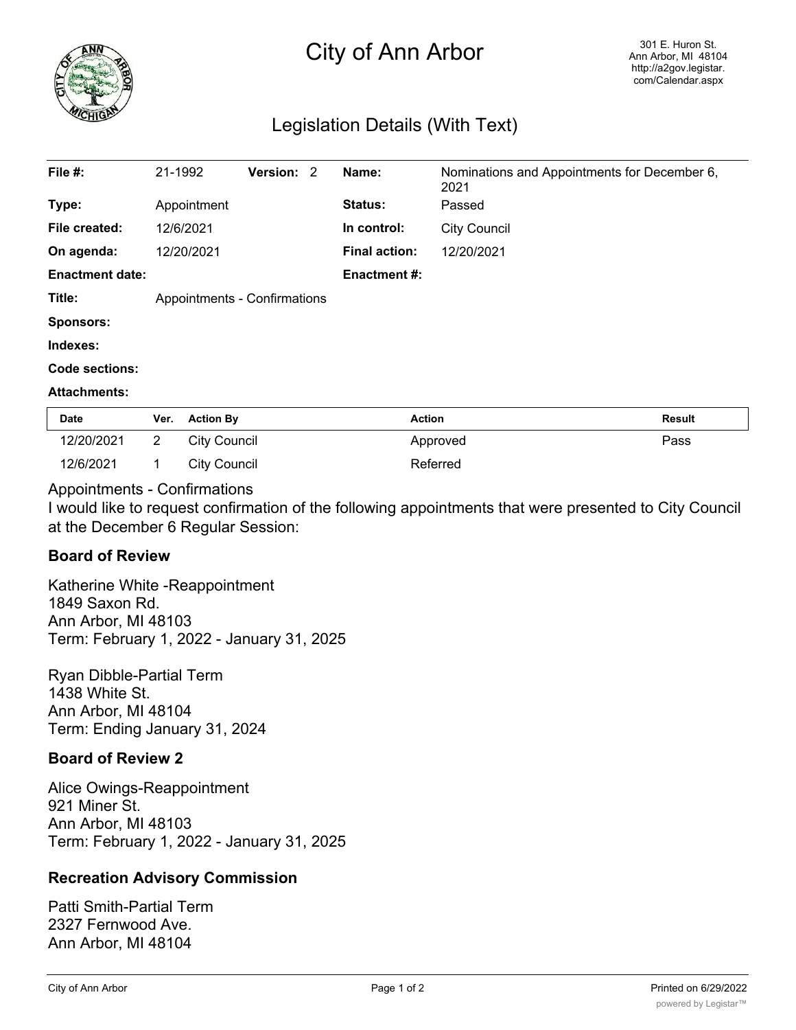# City of Ann Arbor

301 E. Huron St.
Ann Arbor, MI 48104
http://a2gov.legistar.com/Calendar.aspx

## Legislation Details (With Text)

| | | | | | |
|---|---|---|---|---|---|
| **File #:** | 21-1992 | **Version:** | 2 | **Name:** | Nominations and Appointments for December 6, 2021 |
| **Type:** | Appointment | | | **Status:** | Passed |
| **File created:** | 12/6/2021 | | | **In control:** | City Council |
| **On agenda:** | 12/20/2021 | | | **Final action:** | 12/20/2021 |
| **Enactment date:** | | | | **Enactment #:** | |
| **Title:** | Appointments - Confirmations | | | | |
| **Sponsors:** | | | | | |
| **Indexes:** | | | | | |
| **Code sections:** | | | | | |
| **Attachments:** | | | | | |

| Date | Ver. | Action By | Action | Result |
|---|---|---|---|---|
| 12/20/2021 | 2 | City Council | Approved | Pass |
| 12/6/2021 | 1 | City Council | Referred | |

Appointments - Confirmations

I would like to request confirmation of the following appointments that were presented to City Council at the December 6 Regular Session:

### Board of Review

Katherine White -Reappointment
1849 Saxon Rd.
Ann Arbor, MI 48103
Term: February 1, 2022 - January 31, 2025

Ryan Dibble-Partial Term
1438 White St.
Ann Arbor, MI 48104
Term: Ending January 31, 2024

### Board of Review 2

Alice Owings-Reappointment
921 Miner St.
Ann Arbor, MI 48103
Term: February 1, 2022 - January 31, 2025

### Recreation Advisory Commission

Patti Smith-Partial Term
2327 Fernwood Ave.
Ann Arbor, MI 48104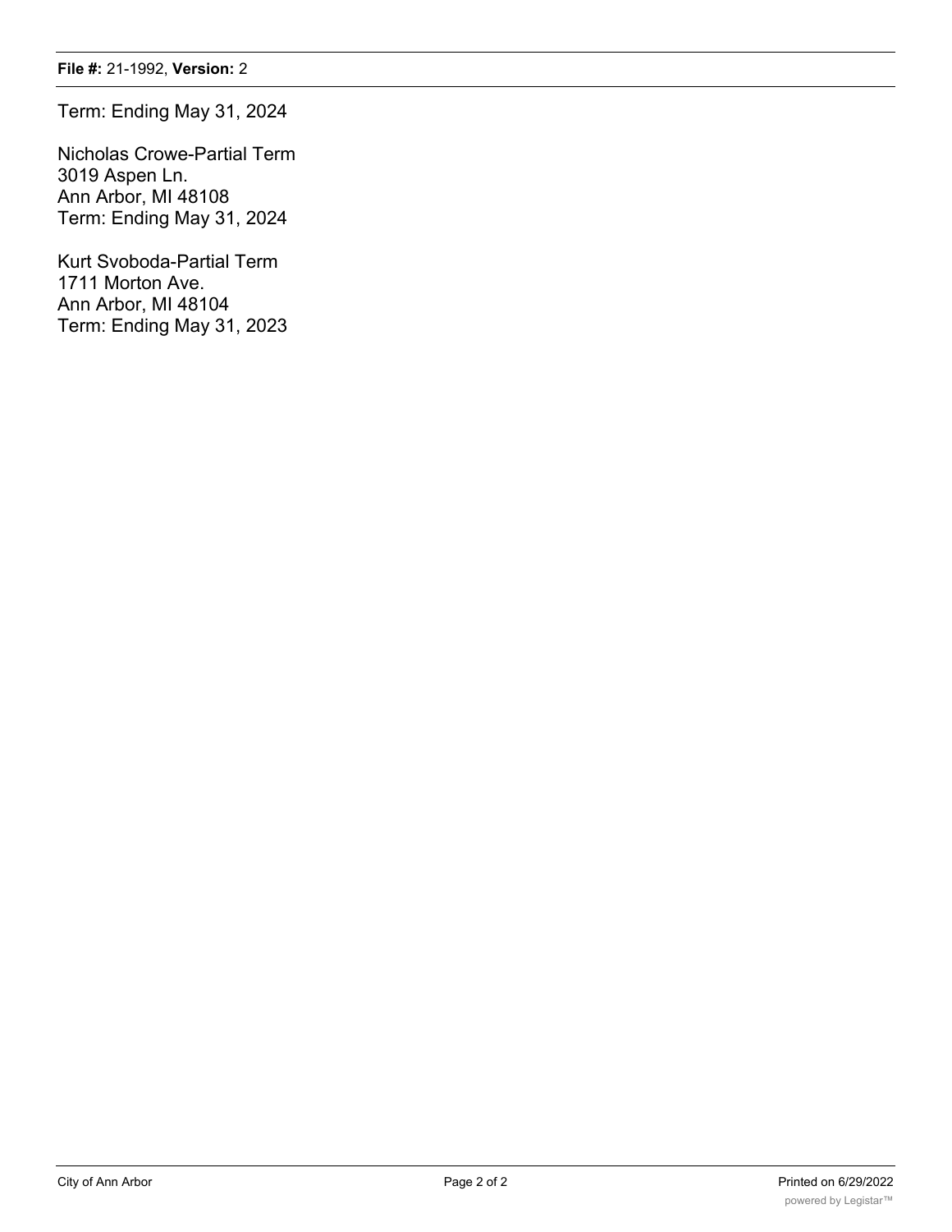Term: Ending May 31, 2024

Nicholas Crowe-Partial Term
3019 Aspen Ln.
Ann Arbor, MI 48108
Term: Ending May 31, 2024

Kurt Svoboda-Partial Term
1711 Morton Ave.
Ann Arbor, MI 48104
Term: Ending May 31, 2023